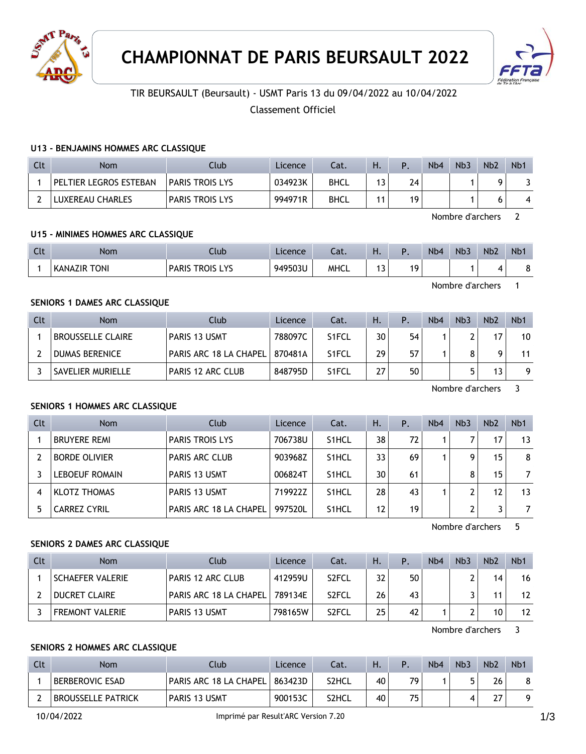# CHAMPIONNAT DE PARIS BEURSAULT 2022

TIR BEURSAULT (Beursault) - USMT Paris 13 du 09/04/2022 au 10/04/2022

Classement Officiel

### U13 - BENJAMINS HOMMES ARC CLASSIQUE

| Clt | Nom | Club | Licence | Cat. | H. | P. | Nb4 | Nb3 | Nb2 | Nb1 |
|---|---|---|---|---|---|---|---|---|---|---|
| 1 | PELTIER LEGROS ESTEBAN | PARIS TROIS LYS | 034923K | BHCL | 13 | 24 | | 1 | 9 | 3 |
| 2 | LUXEREAU CHARLES | PARIS TROIS LYS | 994971R | BHCL | 11 | 19 | | 1 | 6 | 4 |

Nombre d'archers 2

### U15 - MINIMES HOMMES ARC CLASSIQUE

| Clt | Nom | Club | Licence | Cat. | H. | P. | Nb4 | Nb3 | Nb2 | Nb1 |
|---|---|---|---|---|---|---|---|---|---|---|
| 1 | KANAZIR TONI | PARIS TROIS LYS | 949503U | MHCL | 13 | 19 | | 1 | 4 | 8 |

Nombre d'archers 1

### SENIORS 1 DAMES ARC CLASSIQUE

| Clt | Nom | Club | Licence | Cat. | H. | P. | Nb4 | Nb3 | Nb2 | Nb1 |
|---|---|---|---|---|---|---|---|---|---|---|
| 1 | BROUSSELLE CLAIRE | PARIS 13 USMT | 788097C | S1FCL | 30 | 54 | 1 | 2 | 17 | 10 |
| 2 | DUMAS BERENICE | PARIS ARC 18 LA CHAPEL | 870481A | S1FCL | 29 | 57 | 1 | 8 | 9 | 11 |
| 3 | SAVELIER MURIELLE | PARIS 12 ARC CLUB | 848795D | S1FCL | 27 | 50 | | 5 | 13 | 9 |

Nombre d'archers 3

### SENIORS 1 HOMMES ARC CLASSIQUE

| Clt | Nom | Club | Licence | Cat. | H. | P. | Nb4 | Nb3 | Nb2 | Nb1 |
|---|---|---|---|---|---|---|---|---|---|---|
| 1 | BRUYERE REMI | PARIS TROIS LYS | 706738U | S1HCL | 38 | 72 | 1 | 7 | 17 | 13 |
| 2 | BORDE OLIVIER | PARIS ARC CLUB | 903968Z | S1HCL | 33 | 69 | 1 | 9 | 15 | 8 |
| 3 | LEBOEUF ROMAIN | PARIS 13 USMT | 006824T | S1HCL | 30 | 61 | | 8 | 15 | 7 |
| 4 | KLOTZ THOMAS | PARIS 13 USMT | 719922Z | S1HCL | 28 | 43 | 1 | 2 | 12 | 13 |
| 5 | CARREZ CYRIL | PARIS ARC 18 LA CHAPEL | 997520L | S1HCL | 12 | 19 | | 2 | 3 | 7 |

Nombre d'archers 5

### SENIORS 2 DAMES ARC CLASSIQUE

| Clt | Nom | Club | Licence | Cat. | H. | P. | Nb4 | Nb3 | Nb2 | Nb1 |
|---|---|---|---|---|---|---|---|---|---|---|
| 1 | SCHAEFER VALERIE | PARIS 12 ARC CLUB | 412959U | S2FCL | 32 | 50 | | 2 | 14 | 16 |
| 2 | DUCRET CLAIRE | PARIS ARC 18 LA CHAPEL | 789134E | S2FCL | 26 | 43 | | 3 | 11 | 12 |
| 3 | FREMONT VALERIE | PARIS 13 USMT | 798165W | S2FCL | 25 | 42 | 1 | 2 | 10 | 12 |

Nombre d'archers 3

### SENIORS 2 HOMMES ARC CLASSIQUE

| Clt | Nom | Club | Licence | Cat. | H. | P. | Nb4 | Nb3 | Nb2 | Nb1 |
|---|---|---|---|---|---|---|---|---|---|---|
| 1 | BERBEROVIC ESAD | PARIS ARC 18 LA CHAPEL | 863423D | S2HCL | 40 | 79 | 1 | 5 | 26 | 8 |
| 2 | BROUSSELLE PATRICK | PARIS 13 USMT | 900153C | S2HCL | 40 | 75 | | 4 | 27 | 9 |

10/04/2022 Imprimé par Result'ARC Version 7.20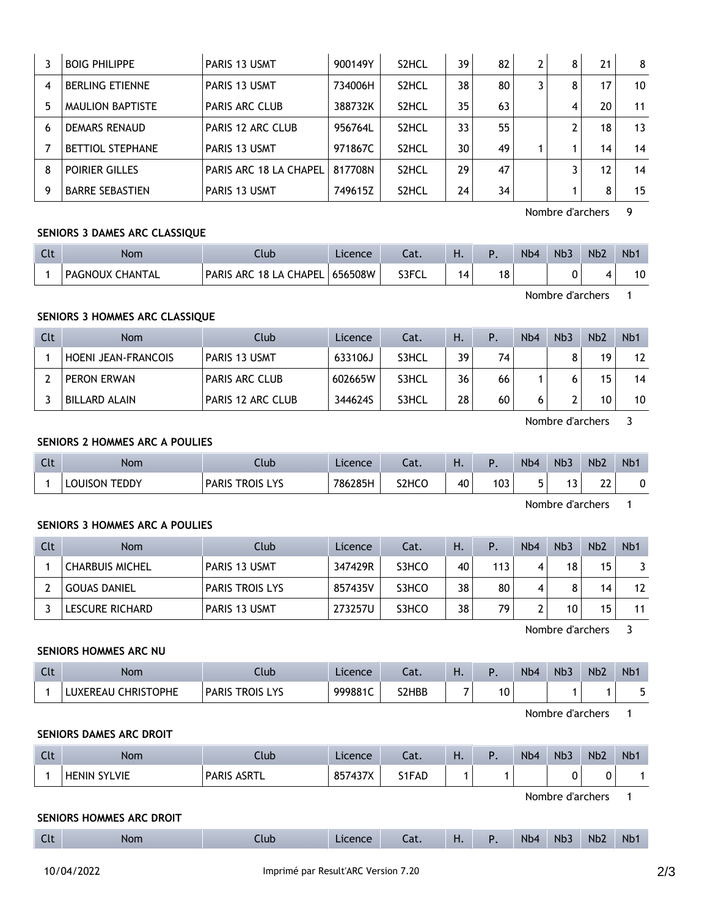| Clt | Nom | Club | Licence | Cat. | H. | P. | Nb4 | Nb3 | Nb2 | Nb1 |
|---|---|---|---|---|---|---|---|---|---|---|
| 3 | BOIG PHILIPPE | PARIS 13 USMT | 900149Y | S2HCL | 39 | 82 | 2 | 8 | 21 | 8 |
| 4 | BERLING ETIENNE | PARIS 13 USMT | 734006H | S2HCL | 38 | 80 | 3 | 8 | 17 | 10 |
| 5 | MAULION BAPTISTE | PARIS ARC CLUB | 388732K | S2HCL | 35 | 63 | | 4 | 20 | 11 |
| 6 | DEMARS RENAUD | PARIS 12 ARC CLUB | 956764L | S2HCL | 33 | 55 | | 2 | 18 | 13 |
| 7 | BETTIOL STEPHANE | PARIS 13 USMT | 971867C | S2HCL | 30 | 49 | 1 | 1 | 14 | 14 |
| 8 | POIRIER GILLES | PARIS ARC 18 LA CHAPEL | 817708N | S2HCL | 29 | 47 | | 3 | 12 | 14 |
| 9 | BARRE SEBASTIEN | PARIS 13 USMT | 749615Z | S2HCL | 24 | 34 | | 1 | 8 | 15 |

Nombre d'archers 9

### SENIORS 3 DAMES ARC CLASSIQUE

| Clt | Nom | Club | Licence | Cat. | H. | P. | Nb4 | Nb3 | Nb2 | Nb1 |
|---|---|---|---|---|---|---|---|---|---|---|
| 1 | PAGNOUX CHANTAL | PARIS ARC 18 LA CHAPEL | 656508W | S3FCL | 14 | 18 | | 0 | 4 | 10 |

Nombre d'archers 1

### SENIORS 3 HOMMES ARC CLASSIQUE

| Clt | Nom | Club | Licence | Cat. | H. | P. | Nb4 | Nb3 | Nb2 | Nb1 |
|---|---|---|---|---|---|---|---|---|---|---|
| 1 | HOENI JEAN-FRANCOIS | PARIS 13 USMT | 633106J | S3HCL | 39 | 74 | | 8 | 19 | 12 |
| 2 | PERON ERWAN | PARIS ARC CLUB | 602665W | S3HCL | 36 | 66 | 1 | 6 | 15 | 14 |
| 3 | BILLARD ALAIN | PARIS 12 ARC CLUB | 344624S | S3HCL | 28 | 60 | 6 | 2 | 10 | 10 |

Nombre d'archers 3

### SENIORS 2 HOMMES ARC A POULIES

| Clt | Nom | Club | Licence | Cat. | H. | P. | Nb4 | Nb3 | Nb2 | Nb1 |
|---|---|---|---|---|---|---|---|---|---|---|
| 1 | LOUISON TEDDY | PARIS TROIS LYS | 786285H | S2HCO | 40 | 103 | 5 | 13 | 22 | 0 |

Nombre d'archers 1

### SENIORS 3 HOMMES ARC A POULIES

| Clt | Nom | Club | Licence | Cat. | H. | P. | Nb4 | Nb3 | Nb2 | Nb1 |
|---|---|---|---|---|---|---|---|---|---|---|
| 1 | CHARBUIS MICHEL | PARIS 13 USMT | 347429R | S3HCO | 40 | 113 | 4 | 18 | 15 | 3 |
| 2 | GOUAS DANIEL | PARIS TROIS LYS | 857435V | S3HCO | 38 | 80 | 4 | 8 | 14 | 12 |
| 3 | LESCURE RICHARD | PARIS 13 USMT | 273257U | S3HCO | 38 | 79 | 2 | 10 | 15 | 11 |

Nombre d'archers 3

### SENIORS HOMMES ARC NU

| Clt | Nom | Club | Licence | Cat. | H. | P. | Nb4 | Nb3 | Nb2 | Nb1 |
|---|---|---|---|---|---|---|---|---|---|---|
| 1 | LUXEREAU CHRISTOPHE | PARIS TROIS LYS | 999881C | S2HBB | 7 | 10 | | 1 | 1 | 5 |

Nombre d'archers 1

### SENIORS DAMES ARC DROIT

| Clt | Nom | Club | Licence | Cat. | H. | P. | Nb4 | Nb3 | Nb2 | Nb1 |
|---|---|---|---|---|---|---|---|---|---|---|
| 1 | HENIN SYLVIE | PARIS ASRTL | 857437X | S1FAD | 1 | 1 | | 0 | 0 | 1 |

Nombre d'archers 1

### SENIORS HOMMES ARC DROIT

| Clt | Nom | Club | Licence | Cat. | H. | P. | Nb4 | Nb3 | Nb2 | Nb1 |
|---|---|---|---|---|---|---|---|---|---|---|

10/04/2022 Imprimé par Result'ARC Version 7.20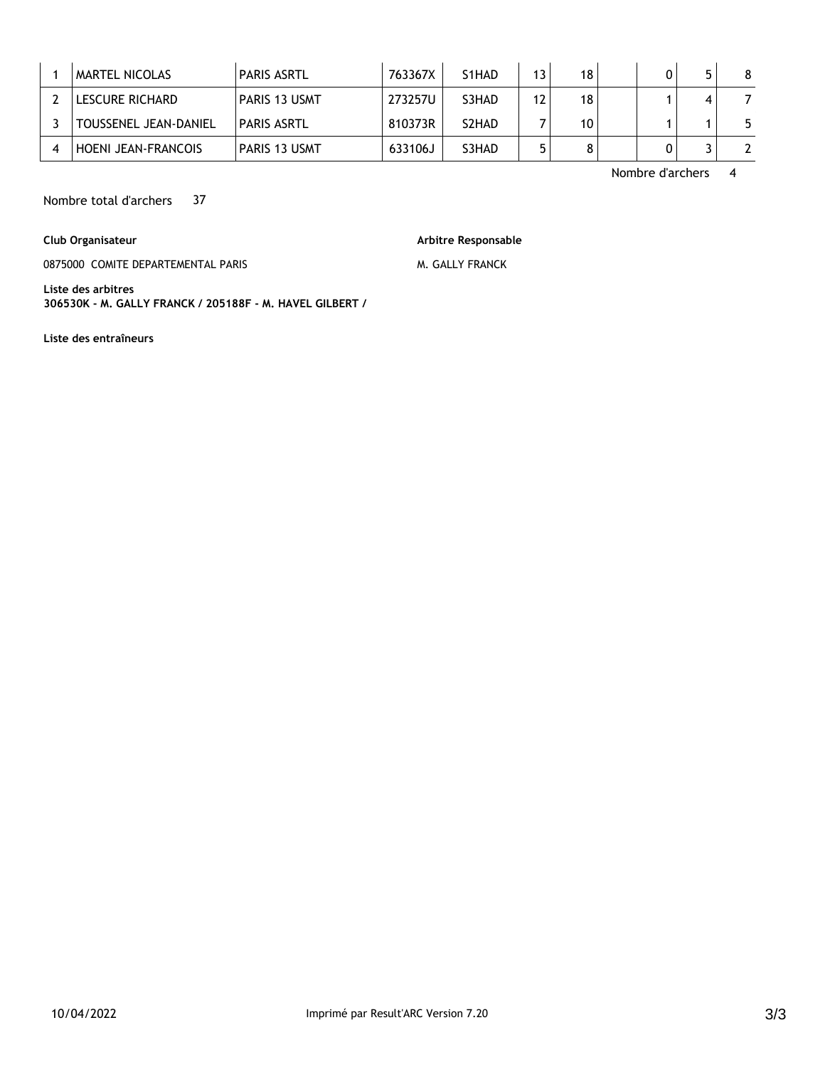| | | | | | | | | | | |
|---|---|---|---|---|---|---|---|---|---|---|
| 1 | MARTEL NICOLAS | PARIS ASRTL | 763367X | S1HAD | 13 | 18 | | 0 | 5 | 8 |
| 2 | LESCURE RICHARD | PARIS 13 USMT | 273257U | S3HAD | 12 | 18 | | 1 | 4 | 7 |
| 3 | TOUSSENEL JEAN-DANIEL | PARIS ASRTL | 810373R | S2HAD | 7 | 10 | | 1 | 1 | 5 |
| 4 | HOENI JEAN-FRANCOIS | PARIS 13 USMT | 633106J | S3HAD | 5 | 8 | | 0 | 3 | 2 |

Nombre d'archers 4

Nombre total d'archers 37

**Club Organisateur**

0875000 COMITE DEPARTEMENTAL PARIS

**Arbitre Responsable**

M. GALLY FRANCK

**Liste des arbitres**

**306530K - M. GALLY FRANCK / 205188F - M. HAVEL GILBERT /**

**Liste des entraîneurs**

10/04/2022 Imprimé par Result'ARC Version 7.20